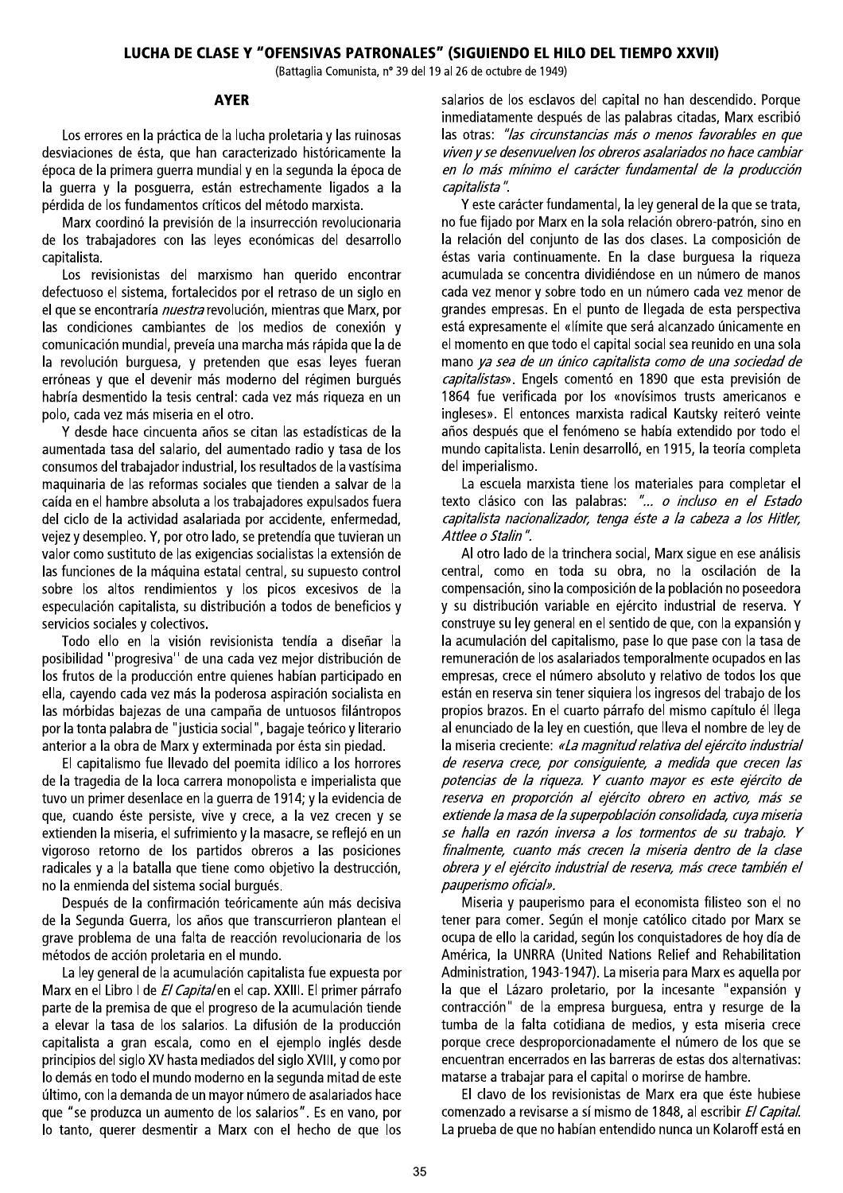# LUCHA DE CLASE Y "OFENSIVAS PATRONALES" (SIGUIENDO EL HILO DEL TIEMPO XXVII)

(Battaglia Comunista, nº 39 del 19 al 26 de octubre de 1949)

## AYER

Los errores en la práctica de la lucha proletaria y las ruinosas desviaciones de ésta, que han caracterizado históricamente la época de la primera guerra mundial y en la segunda la época de la guerra y la posguerra, están estrechamente ligados a la pérdida de los fundamentos críticos del método marxista.

Marx coordinó la previsión de la insurrección revolucionaria de los trabajadores con las leyes económicas del desarrollo capitalista.

Los revisionistas del marxismo han querido encontrar defectuoso el sistema, fortalecidos por el retraso de un siglo en el que se encontraría *nuestra* revolución, mientras que Marx, por las condiciones cambiantes de los medios de conexión y comunicación mundial, preveía una marcha más rápida que la de la revolución burguesa, y pretenden que esas leyes fueran erróneas y que el devenir más moderno del régimen burgués habría desmentido la tesis central: cada vez más riqueza en un polo, cada vez más miseria en el otro.

Y desde hace cincuenta años se citan las estadísticas de la aumentada tasa del salario, del aumentado radio y tasa de los consumos del trabajador industrial, los resultados de la vastísima maquinaria de las reformas sociales que tienden a salvar de la caída en el hambre absoluta a los trabajadores expulsados fuera del ciclo de la actividad asalariada por accidente, enfermedad, vejez y desempleo. Y, por otro lado, se pretendía que tuvieran un valor como sustituto de las exigencias socialistas la extensión de las funciones de la máquina estatal central, su supuesto control sobre los altos rendimientos y los picos excesivos de la especulación capitalista, su distribución a todos de beneficios y servicios sociales y colectivos.

Todo ello en la visión revisionista tendía a diseñar la posibilidad "progresiva" de una cada vez mejor distribución de los frutos de la producción entre quienes habían participado en ella, cayendo cada vez más la poderosa aspiración socialista en las mórbidas bajezas de una campaña de untuosos filántropos por la tonta palabra de "justicia social", bagaje teórico y literario anterior a la obra de Marx y exterminada por ésta sin piedad.

El capitalismo fue llevado del poemita idílico a los horrores de la tragedia de la loca carrera monopolista e imperialista que tuvo un primer desenlace en la guerra de 1914; y la evidencia de que, cuando éste persiste, vive y crece, a la vez crecen y se extienden la miseria, el sufrimiento y la masacre, se reflejó en un vigoroso retorno de los partidos obreros a las posiciones radicales y a la batalla que tiene como objetivo la destrucción, no la enmienda del sistema social burgués.

Después de la confirmación teóricamente aún más decisiva de la Segunda Guerra, los años que transcurrieron plantean el grave problema de una falta de reacción revolucionaria de los métodos de acción proletaria en el mundo.

La ley general de la acumulación capitalista fue expuesta por Marx en el Libro I de *El Capital* en el cap. XXIII. El primer párrafo parte de la premisa de que el progreso de la acumulación tiende a elevar la tasa de los salarios. La difusión de la producción capitalista a gran escala, como en el ejemplo inglés desde principios del siglo XV hasta mediados del siglo XVIII, y como por lo demás en todo el mundo moderno en la segunda mitad de este último, con la demanda de un mayor número de asalariados hace que "se produzca un aumento de los salarios". Es en vano, por lo tanto, querer desmentir a Marx con el hecho de que los salarios de los esclavos del capital no han descendido. Porque inmediatamente después de las palabras citadas, Marx escribió las otras: *"las circunstancias más o menos favorables en que viven y se desenvuelven los obreros asalariados no hace cambiar en lo más mínimo el carácter fundamental de la producción capitalista"*.

Y este carácter fundamental, la ley general de la que se trata, no fue fijado por Marx en la sola relación obrero-patrón, sino en la relación del conjunto de las dos clases. La composición de éstas varia continuamente. En la clase burguesa la riqueza acumulada se concentra dividiéndose en un número de manos cada vez menor y sobre todo en un número cada vez menor de grandes empresas. En el punto de llegada de esta perspectiva está expresamente el «límite que será alcanzado únicamente en el momento en que todo el capital social sea reunido en una sola mano *ya sea de un único capitalista como de una sociedad de capitalistas*». Engels comentó en 1890 que esta previsión de 1864 fue verificada por los «novísimos trusts americanos e ingleses». El entonces marxista radical Kautsky reiteró veinte años después que el fenómeno se había extendido por todo el mundo capitalista. Lenin desarrolló, en 1915, la teoría completa del imperialismo.

La escuela marxista tiene los materiales para completar el texto clásico con las palabras: *"... o incluso en el Estado capitalista nacionalizador, tenga éste a la cabeza a los Hitler, Attlee o Stalin"*.

Al otro lado de la trinchera social, Marx sigue en ese análisis central, como en toda su obra, no la oscilación de la compensación, sino la composición de la población no poseedora y su distribución variable en ejército industrial de reserva. Y construye su ley general en el sentido de que, con la expansión y la acumulación del capitalismo, pase lo que pase con la tasa de remuneración de los asalariados temporalmente ocupados en las empresas, crece el número absoluto y relativo de todos los que están en reserva sin tener siquiera los ingresos del trabajo de los propios brazos. En el cuarto párrafo del mismo capítulo él llega al enunciado de la ley en cuestión, que lleva el nombre de ley de la miseria creciente: *«La magnitud relativa del ejército industrial de reserva crece, por consiguiente, a medida que crecen las potencias de la riqueza. Y cuanto mayor es este ejército de reserva en proporción al ejército obrero en activo, más se extiende la masa de la superpoblación consolidada, cuya miseria se halla en razón inversa a los tormentos de su trabajo. Y finalmente, cuanto más crecen la miseria dentro de la clase obrera y el ejército industrial de reserva, más crece también el pauperismo oficial»*.

Miseria y pauperismo para el economista filisteo son el no tener para comer. Según el monje católico citado por Marx se ocupa de ello la caridad, según los conquistadores de hoy día de América, la UNRRA (United Nations Relief and Rehabilitation Administration, 1943-1947). La miseria para Marx es aquella por la que el Lázaro proletario, por la incesante "expansión y contracción" de la empresa burguesa, entra y resurge de la tumba de la falta cotidiana de medios, y esta miseria crece porque crece desproporcionadamente el número de los que se encuentran encerrados en las barreras de estas dos alternativas: matarse a trabajar para el capital o morirse de hambre.

El clavo de los revisionistas de Marx era que éste hubiese comenzado a revisarse a sí mismo de 1848, al escribir *El Capital*. La prueba de que no habían entendido nunca un Kolaroff está en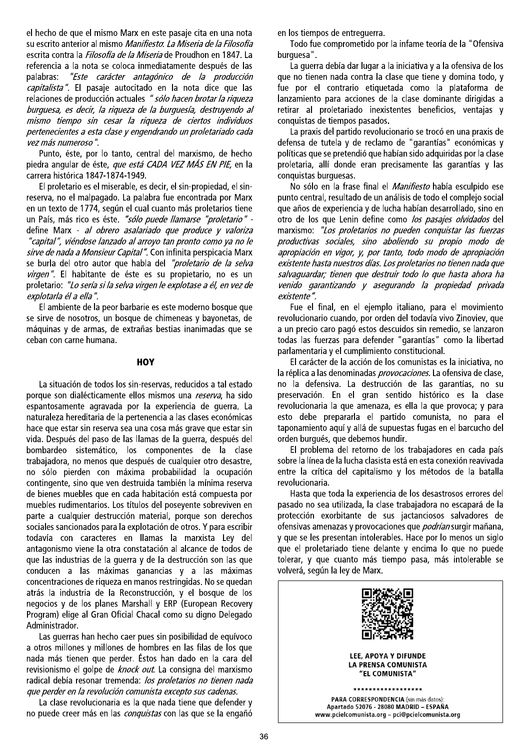el hecho de que el mismo Marx en este pasaje cita en una nota su escrito anterior al mismo *Manifiesto*: *La Miseria de la Filosofía* escrita contra la *Filosofía de la Miseria* de Proudhon en 1847. La referencia a la nota se coloca inmediatamente después de las palabras: *"Este carácter antagónico de la producción capitalista"*. El pasaje autocitado en la nota dice que las relaciones de producción actuales *"sólo hacen brotar la riqueza burguesa, es decir, la riqueza de la burguesía, destruyendo al mismo tiempo sin cesar la riqueza de ciertos individuos pertenecientes a esta clase y engendrando un proletariado cada vez más numeroso"*.

Punto, éste, por lo tanto, central del marxismo, de hecho piedra angular de éste, *que está CADA VEZ MÁS EN PIE*, en la carrera histórica 1847-1874-1949.

El proletario es el miserable, es decir, el sin-propiedad, el sin-reserva, no el malpagado. La palabra fue encontrada por Marx en un texto de 1774, según el cual cuanto más proletarios tiene un País, más rico es éste. *"sólo puede llamarse "proletario"* - define Marx - *al obrero asalariado que produce y valoriza "capital", viéndose lanzado al arroyo tan pronto como ya no le sirve de nada a Monsieur Capital"*. Con infinita perspicacia Marx se burla del otro autor que habla del *"proletario de la selva virgen"*. El habitante de éste es su propietario, no es un proletario: *"Lo sería si la selva virgen le explotase a él, en vez de explotarla él a ella"*.

El ambiente de la peor barbarie es este moderno bosque que se sirve de nosotros, un bosque de chimeneas y bayonetas, de máquinas y de armas, de extrañas bestias inanimadas que se ceban con carne humana.

## HOY

La situación de todos los sin-reservas, reducidos a tal estado porque son dialécticamente ellos mismos una *reserva*, ha sido espantosamente agravada por la experiencia de guerra. La naturaleza hereditaria de la pertenencia a las clases económicas hace que estar sin reserva sea una cosa más grave que estar sin vida. Después del paso de las llamas de la guerra, después del bombardeo sistemático, los componentes de la clase trabajadora, no menos que después de cualquier otro desastre, no sólo pierden con máxima probabilidad la ocupación contingente, sino que ven destruida también la mínima reserva de bienes muebles que en cada habitación está compuesta por muebles rudimentarios. Los títulos del poseyente sobreviven en parte a cualquier destrucción material, porque son derechos sociales sancionados para la explotación de otros. Y para escribir todavía con caracteres en llamas la marxista Ley del antagonismo viene la otra constatación al alcance de todos de que las industrias de la guerra y de la destrucción son las que conducen a las máximas ganancias y a las máximas concentraciones de riqueza en manos restringidas. No se quedan atrás la industria de la Reconstrucción, y el bosque de los negocios y de los planes Marshall y ERP (European Recovery Program) elige al Gran Oficial Chacal como su digno Delegado Administrador.

Las guerras han hecho caer pues sin posibilidad de equívoco a otros millones y millones de hombres en las filas de los que nada más tienen que perder. Éstos han dado en la cara del revisionismo el golpe de *knock out*. La consigna del marxismo radical debía resonar tremenda: *los proletarios no tienen nada que perder en la revolución comunista excepto sus cadenas.*

La clase revolucionaria es la que nada tiene que defender y no puede creer más en las *conquistas* con las que se la engañó en los tiempos de entreguerra.

Todo fue comprometido por la infame teoría de la "Ofensiva burguesa".

La guerra debía dar lugar a la iniciativa y a la ofensiva de los que no tienen nada contra la clase que tiene y domina todo, y fue por el contrario etiquetada como la plataforma de lanzamiento para acciones de la clase dominante dirigidas a retirar al proletariado inexistentes beneficios, ventajas y conquistas de tiempos pasados.

La praxis del partido revolucionario se trocó en una praxis de defensa de tutela y de reclamo de "garantías" económicas y políticas que se pretendió que habían sido adquiridas por la clase proletaria, allí donde eran precisamente las garantías y las conquistas burguesas.

No sólo en la frase final el *Manifiesto* había esculpido ese punto central, resultado de un análisis de todo el complejo social que años de experiencia y de lucha habían desarrollado, sino en otro de los que Lenin define como *los pasajes olvidados* del marxismo: *"Los proletarios no pueden conquistar las fuerzas productivas sociales, sino aboliendo su propio modo de apropiación en vigor, y, por tanto, todo modo de apropiación existente hasta nuestros días. Los proletarios no tienen nada que salvaguardar; tienen que destruir todo lo que hasta ahora ha venido garantizando y asegurando la propiedad privada existente"*.

Fue el final, en el ejemplo italiano, para el movimiento revolucionario cuando, por orden del todavía vivo Zinoviev, que a un precio caro pagó estos descuidos sin remedio, se lanzaron todas las fuerzas para defender "garantías" como la libertad parlamentaria y el cumplimiento constitucional.

El carácter de la acción de los comunistas es la iniciativa, no la réplica a las denominadas *provocaciones*. La ofensiva de clase, no la defensiva. La destrucción de las garantías, no su preservación. En el gran sentido histórico es la clase revolucionaria la que amenaza, es ella la que provoca; y para esto debe prepararla el partido comunista, no para el taponamiento aquí y allá de supuestas fugas en el barcucho del orden burgués, que debemos hundir.

El problema del retorno de los trabajadores en cada país sobre la línea de la lucha clasista está en esta conexión reavivada entre la crítica del capitalismo y los métodos de la batalla revolucionaria.

Hasta que toda la experiencia de los desastrosos errores del pasado no sea utilizada, la clase trabajadora no escapará de la protección exorbitante de sus jactanciosos salvadores de ofensivas amenazas y provocaciones que *podrían* surgir mañana, y que se les presentan intolerables. Hace por lo menos un siglo que el proletariado tiene delante y encima lo que no puede tolerar, y que cuanto más tiempo pasa, más intolerable se volverá, según la ley de Marx.

**LEE, APOYA Y DIFUNDE**
**LA PRENSA COMUNISTA**
**"EL COMUNISTA"**

******************

**PARA CORRESPONDENCIA** (sin más datos):
**Apartado 52076 - 28080 MADRID – ESPAÑA**
**www.pcielcomunista.org – pci@pcielcomunista.org**